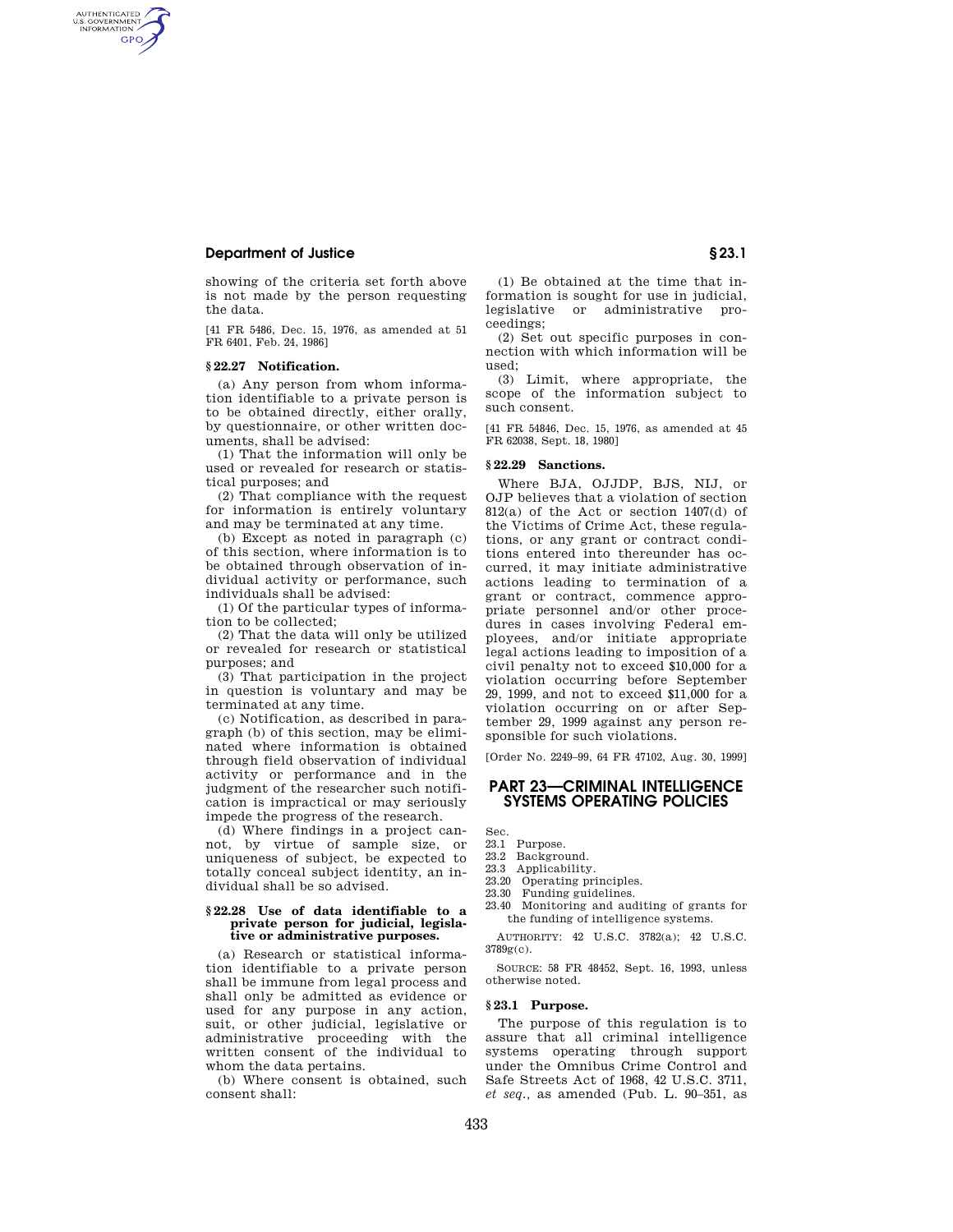showing of the criteria set forth above is not made by the person requesting the data.

[41 FR 5486, Dec. 15, 1976, as amended at 51 FR 6401, Feb. 24, 1986]

### § 22.27 Notification.

(a) Any person from whom information identifiable to a private person is to be obtained directly, either orally, by questionnaire, or other written documents, shall be advised:

(1) That the information will only be used or revealed for research or statistical purposes; and

(2) That compliance with the request for information is entirely voluntary and may be terminated at any time.

(b) Except as noted in paragraph (c) of this section, where information is to be obtained through observation of individual activity or performance, such individuals shall be advised:

(1) Of the particular types of information to be collected;

(2) That the data will only be utilized or revealed for research or statistical purposes; and

(3) That participation in the project in question is voluntary and may be terminated at any time.

(c) Notification, as described in paragraph (b) of this section, may be eliminated where information is obtained through field observation of individual activity or performance and in the judgment of the researcher such notification is impractical or may seriously impede the progress of the research.

(d) Where findings in a project cannot, by virtue of sample size, or uniqueness of subject, be expected to totally conceal subject identity, an individual shall be so advised.

### § 22.28 Use of data identifiable to a private person for judicial, legislative or administrative purposes.

(a) Research or statistical information identifiable to a private person shall be immune from legal process and shall only be admitted as evidence or used for any purpose in any action, suit, or other judicial, legislative or administrative proceeding with the written consent of the individual to whom the data pertains.

(b) Where consent is obtained, such consent shall:

(1) Be obtained at the time that information is sought for use in judicial, legislative or administrative proceedings;

(2) Set out specific purposes in connection with which information will be used;

(3) Limit, where appropriate, the scope of the information subject to such consent.

[41 FR 54846, Dec. 15, 1976, as amended at 45 FR 62038, Sept. 18, 1980]

### § 22.29 Sanctions.

Where BJA, OJJDP, BJS, NIJ, or OJP believes that a violation of section 812(a) of the Act or section 1407(d) of the Victims of Crime Act, these regulations, or any grant or contract conditions entered into thereunder has occurred, it may initiate administrative actions leading to termination of a grant or contract, commence appropriate personnel and/or other procedures in cases involving Federal employees, and/or initiate appropriate legal actions leading to imposition of a civil penalty not to exceed $10,000 for a violation occurring before September 29, 1999, and not to exceed $11,000 for a violation occurring on or after September 29, 1999 against any person responsible for such violations.

[Order No. 2249–99, 64 FR 47102, Aug. 30, 1999]

## PART 23—CRIMINAL INTELLIGENCE SYSTEMS OPERATING POLICIES

Sec.
23.1 Purpose.
23.2 Background.
23.3 Applicability.
23.20 Operating principles.
23.30 Funding guidelines.
23.40 Monitoring and auditing of grants for the funding of intelligence systems.

AUTHORITY: 42 U.S.C. 3782(a); 42 U.S.C. 3789g(c).

SOURCE: 58 FR 48452, Sept. 16, 1993, unless otherwise noted.

### § 23.1 Purpose.

The purpose of this regulation is to assure that all criminal intelligence systems operating through support under the Omnibus Crime Control and Safe Streets Act of 1968, 42 U.S.C. 3711, *et seq.*, as amended (Pub. L. 90–351, as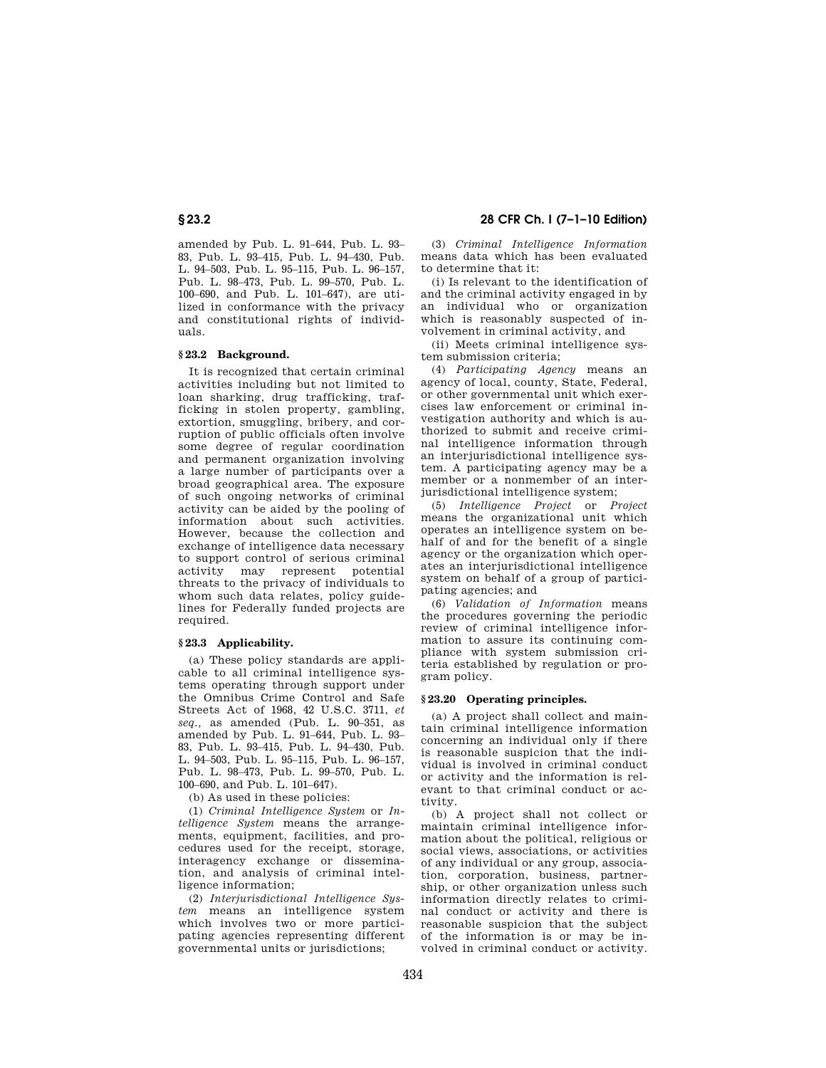amended by Pub. L. 91–644, Pub. L. 93–83, Pub. L. 93–415, Pub. L. 94–430, Pub. L. 94–503, Pub. L. 95–115, Pub. L. 96–157, Pub. L. 98–473, Pub. L. 99–570, Pub. L. 100–690, and Pub. L. 101–647), are utilized in conformance with the privacy and constitutional rights of individuals.

### § 23.2 Background.

It is recognized that certain criminal activities including but not limited to loan sharking, drug trafficking, trafficking in stolen property, gambling, extortion, smuggling, bribery, and corruption of public officials often involve some degree of regular coordination and permanent organization involving a large number of participants over a broad geographical area. The exposure of such ongoing networks of criminal activity can be aided by the pooling of information about such activities. However, because the collection and exchange of intelligence data necessary to support control of serious criminal activity may represent potential threats to the privacy of individuals to whom such data relates, policy guidelines for Federally funded projects are required.

### § 23.3 Applicability.

(a) These policy standards are applicable to all criminal intelligence systems operating through support under the Omnibus Crime Control and Safe Streets Act of 1968, 42 U.S.C. 3711, *et seq*., as amended (Pub. L. 90–351, as amended by Pub. L. 91–644, Pub. L. 93–83, Pub. L. 93–415, Pub. L. 94–430, Pub. L. 94–503, Pub. L. 95–115, Pub. L. 96–157, Pub. L. 98–473, Pub. L. 99–570, Pub. L. 100–690, and Pub. L. 101–647).

(b) As used in these policies:

(1) *Criminal Intelligence System* or *Intelligence System* means the arrangements, equipment, facilities, and procedures used for the receipt, storage, interagency exchange or dissemination, and analysis of criminal intelligence information;

(2) *Interjurisdictional Intelligence System* means an intelligence system which involves two or more participating agencies representing different governmental units or jurisdictions;

(3) *Criminal Intelligence Information* means data which has been evaluated to determine that it:

(i) Is relevant to the identification of and the criminal activity engaged in by an individual who or organization which is reasonably suspected of involvement in criminal activity, and

(ii) Meets criminal intelligence system submission criteria;

(4) *Participating Agency* means an agency of local, county, State, Federal, or other governmental unit which exercises law enforcement or criminal investigation authority and which is authorized to submit and receive criminal intelligence information through an interjurisdictional intelligence system. A participating agency may be a member or a nonmember of an interjurisdictional intelligence system;

(5) *Intelligence Project* or *Project* means the organizational unit which operates an intelligence system on behalf of and for the benefit of a single agency or the organization which operates an interjurisdictional intelligence system on behalf of a group of participating agencies; and

(6) *Validation of Information* means the procedures governing the periodic review of criminal intelligence information to assure its continuing compliance with system submission criteria established by regulation or program policy.

### § 23.20 Operating principles.

(a) A project shall collect and maintain criminal intelligence information concerning an individual only if there is reasonable suspicion that the individual is involved in criminal conduct or activity and the information is relevant to that criminal conduct or activity.

(b) A project shall not collect or maintain criminal intelligence information about the political, religious or social views, associations, or activities of any individual or any group, association, corporation, business, partnership, or other organization unless such information directly relates to criminal conduct or activity and there is reasonable suspicion that the subject of the information is or may be involved in criminal conduct or activity.